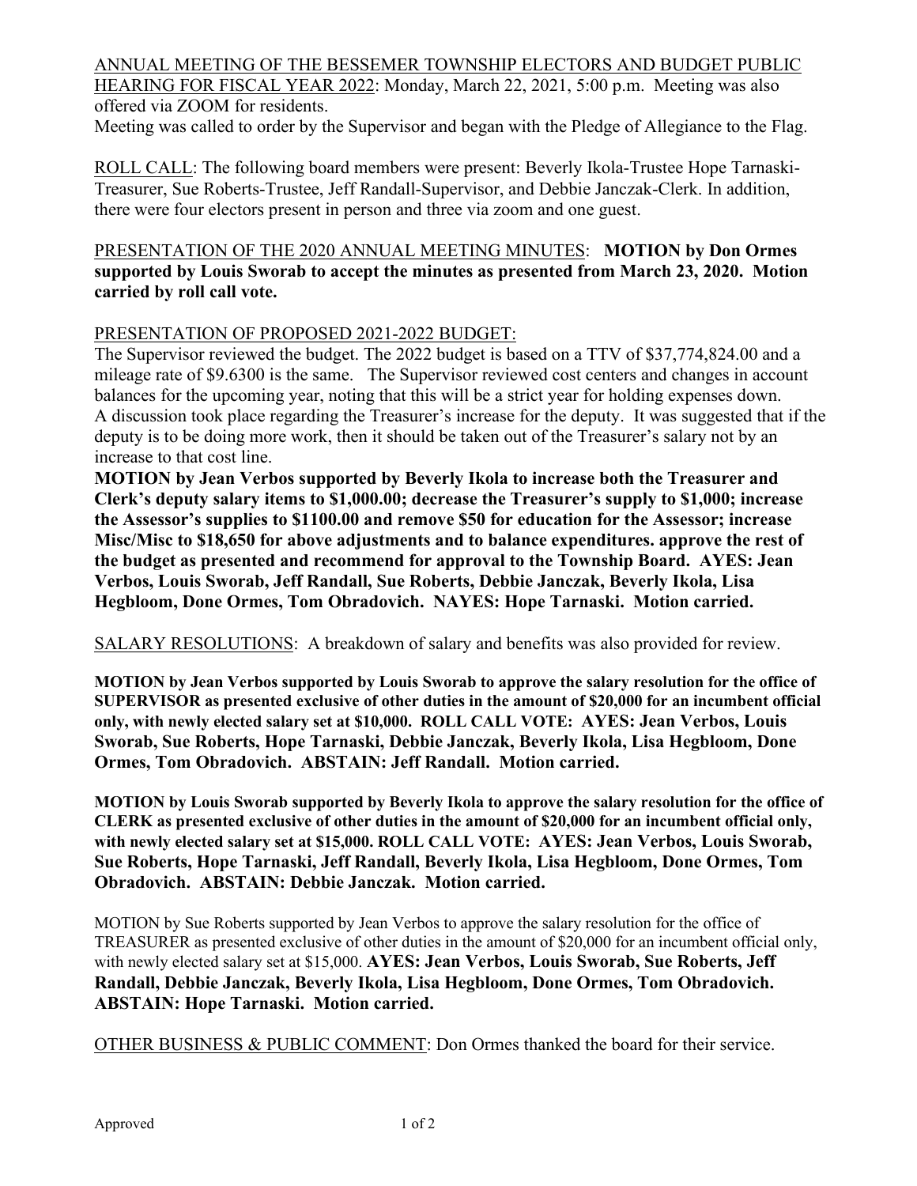ANNUAL MEETING OF THE BESSEMER TOWNSHIP ELECTORS AND BUDGET PUBLIC HEARING FOR FISCAL YEAR 2022: Monday, March 22, 2021, 5:00 p.m. Meeting was also offered via ZOOM for residents.
Meeting was called to order by the Supervisor and began with the Pledge of Allegiance to the Flag.

ROLL CALL: The following board members were present: Beverly Ikola-Trustee Hope Tarnaski-Treasurer, Sue Roberts-Trustee, Jeff Randall-Supervisor, and Debbie Janczak-Clerk. In addition, there were four electors present in person and three via zoom and one guest.

PRESENTATION OF THE 2020 ANNUAL MEETING MINUTES: **MOTION by Don Ormes supported by Louis Sworab to accept the minutes as presented from March 23, 2020. Motion carried by roll call vote.**

PRESENTATION OF PROPOSED 2021-2022 BUDGET:
The Supervisor reviewed the budget. The 2022 budget is based on a TTV of $37,774,824.00 and a mileage rate of $9.6300 is the same. The Supervisor reviewed cost centers and changes in account balances for the upcoming year, noting that this will be a strict year for holding expenses down. A discussion took place regarding the Treasurer's increase for the deputy. It was suggested that if the deputy is to be doing more work, then it should be taken out of the Treasurer's salary not by an increase to that cost line.

**MOTION by Jean Verbos supported by Beverly Ikola to increase both the Treasurer and Clerk's deputy salary items to $1,000.00; decrease the Treasurer's supply to $1,000; increase the Assessor's supplies to $1100.00 and remove $50 for education for the Assessor; increase Misc/Misc to $18,650 for above adjustments and to balance expenditures. approve the rest of the budget as presented and recommend for approval to the Township Board. AYES: Jean Verbos, Louis Sworab, Jeff Randall, Sue Roberts, Debbie Janczak, Beverly Ikola, Lisa Hegbloom, Done Ormes, Tom Obradovich. NAYES: Hope Tarnaski. Motion carried.**

SALARY RESOLUTIONS: A breakdown of salary and benefits was also provided for review.

**MOTION by Jean Verbos supported by Louis Sworab to approve the salary resolution for the office of SUPERVISOR as presented exclusive of other duties in the amount of $20,000 for an incumbent official only, with newly elected salary set at $10,000. ROLL CALL VOTE: AYES: Jean Verbos, Louis Sworab, Sue Roberts, Hope Tarnaski, Debbie Janczak, Beverly Ikola, Lisa Hegbloom, Done Ormes, Tom Obradovich. ABSTAIN: Jeff Randall. Motion carried.**

**MOTION by Louis Sworab supported by Beverly Ikola to approve the salary resolution for the office of CLERK as presented exclusive of other duties in the amount of $20,000 for an incumbent official only, with newly elected salary set at $15,000. ROLL CALL VOTE: AYES: Jean Verbos, Louis Sworab, Sue Roberts, Hope Tarnaski, Jeff Randall, Beverly Ikola, Lisa Hegbloom, Done Ormes, Tom Obradovich. ABSTAIN: Debbie Janczak. Motion carried.**

MOTION by Sue Roberts supported by Jean Verbos to approve the salary resolution for the office of TREASURER as presented exclusive of other duties in the amount of $20,000 for an incumbent official only, with newly elected salary set at $15,000. **AYES: Jean Verbos, Louis Sworab, Sue Roberts, Jeff Randall, Debbie Janczak, Beverly Ikola, Lisa Hegbloom, Done Ormes, Tom Obradovich. ABSTAIN: Hope Tarnaski. Motion carried.**

OTHER BUSINESS & PUBLIC COMMENT: Don Ormes thanked the board for their service.

Approved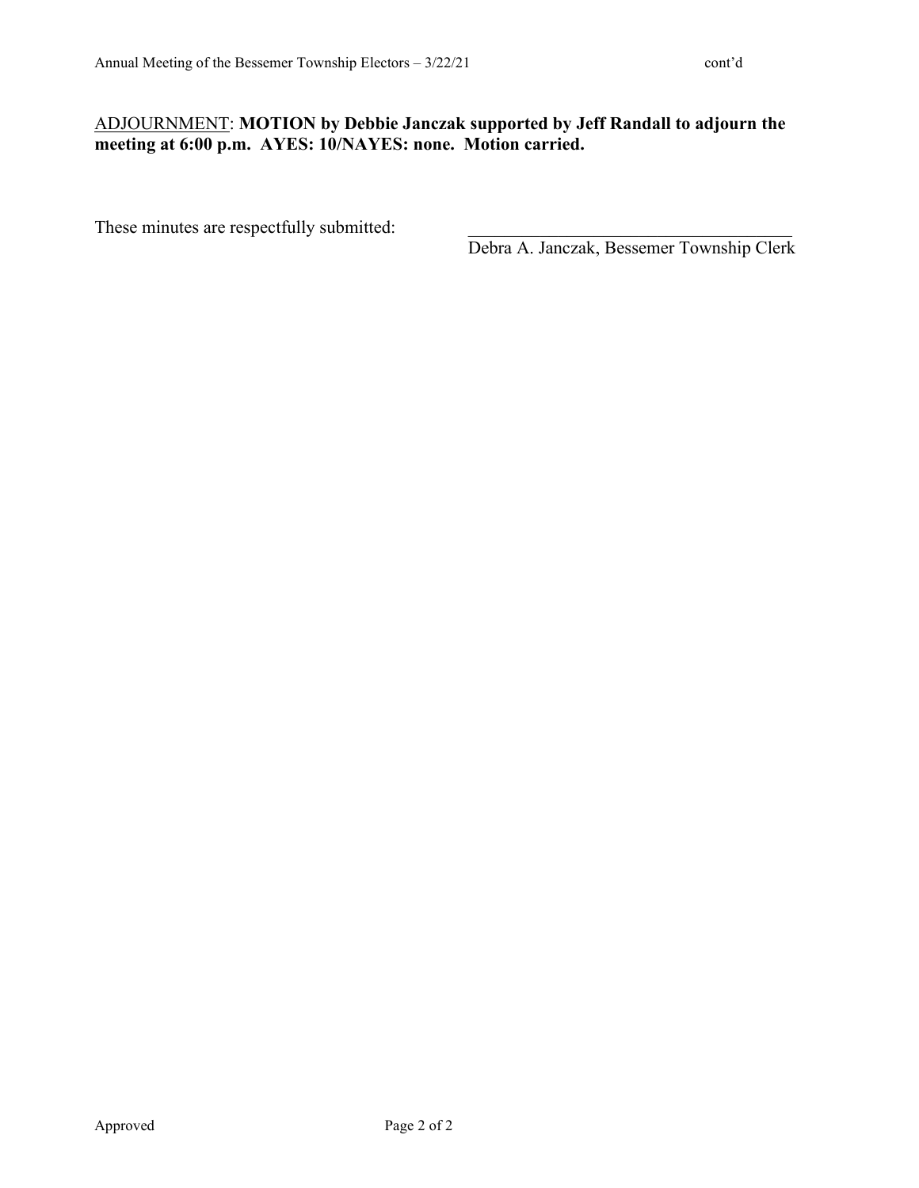ADJOURNMENT: **MOTION by Debbie Janczak supported by Jeff Randall to adjourn the meeting at 6:00 p.m. AYES: 10/NAYES: none. Motion carried.**

These minutes are respectfully submitted:

\_\_\_\_\_\_\_\_\_\_\_\_\_\_\_\_\_\_\_\_\_\_\_\_\_\_\_\_\_\_\_\_\_\_\_\_

Debra A. Janczak, Bessemer Township Clerk

Approved